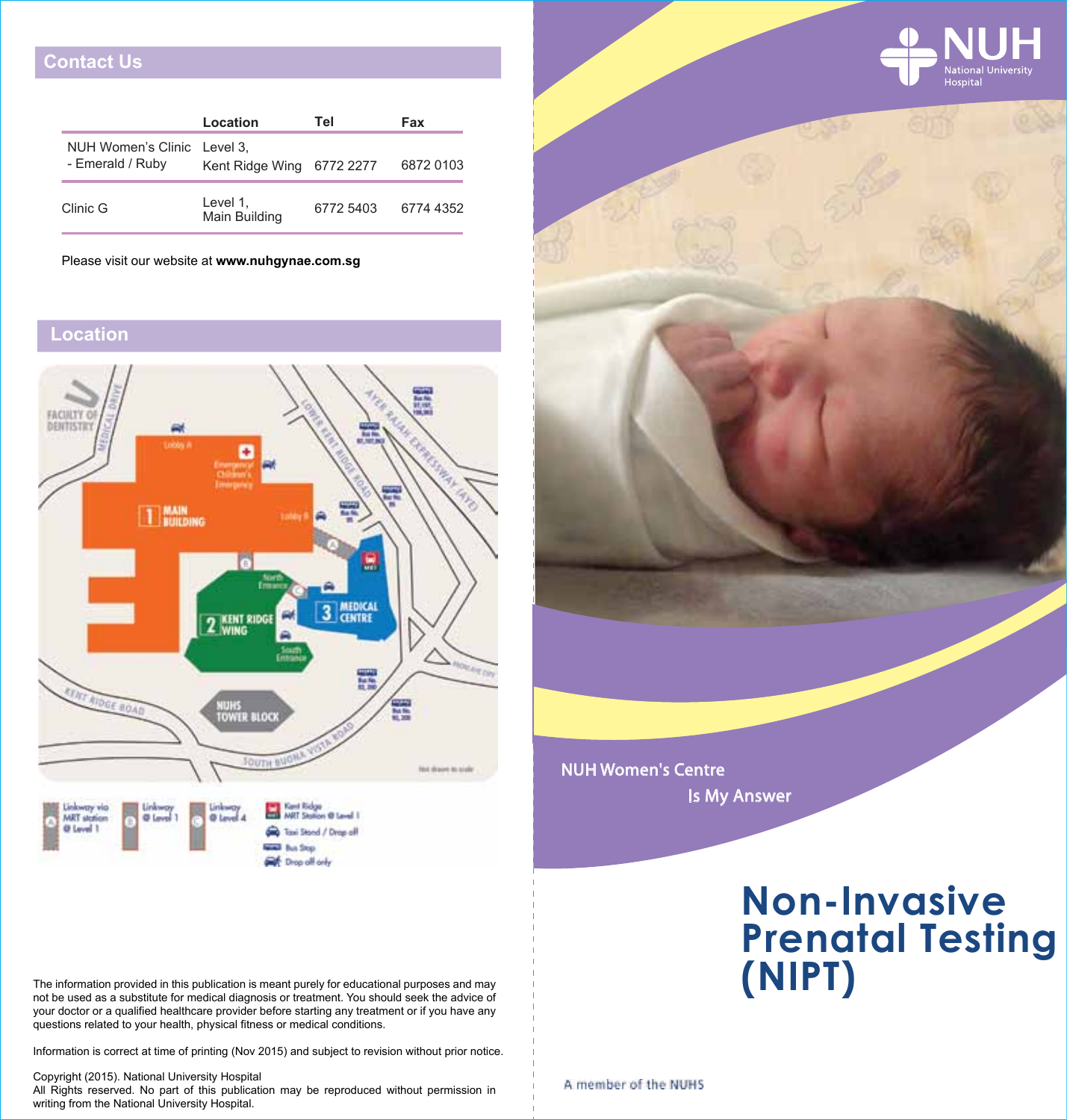## Contact Us

| | Location | Tel | Fax |
|---|---|---|---|
| NUH Women's Clinic - Emerald / Ruby | Level 3, Kent Ridge Wing | 6772 2277 | 6872 0103 |
| Clinic G | Level 1, Main Building | 6772 5403 | 6774 4352 |

Please visit our website at **www.nuhgynae.com.sg**

## Location

The information provided in this publication is meant purely for educational purposes and may not be used as a substitute for medical diagnosis or treatment. You should seek the advice of your doctor or a qualified healthcare provider before starting any treatment or if you have any questions related to your health, physical fitness or medical conditions.

Information is correct at time of printing (Nov 2015) and subject to revision without prior notice.

Copyright (2015). National University Hospital
All Rights reserved. No part of this publication may be reproduced without permission in writing from the National University Hospital.

NUH National University Hospital

NUH Women's Centre
Is My Answer

# Non-Invasive Prenatal Testing (NIPT)

A member of the NUHS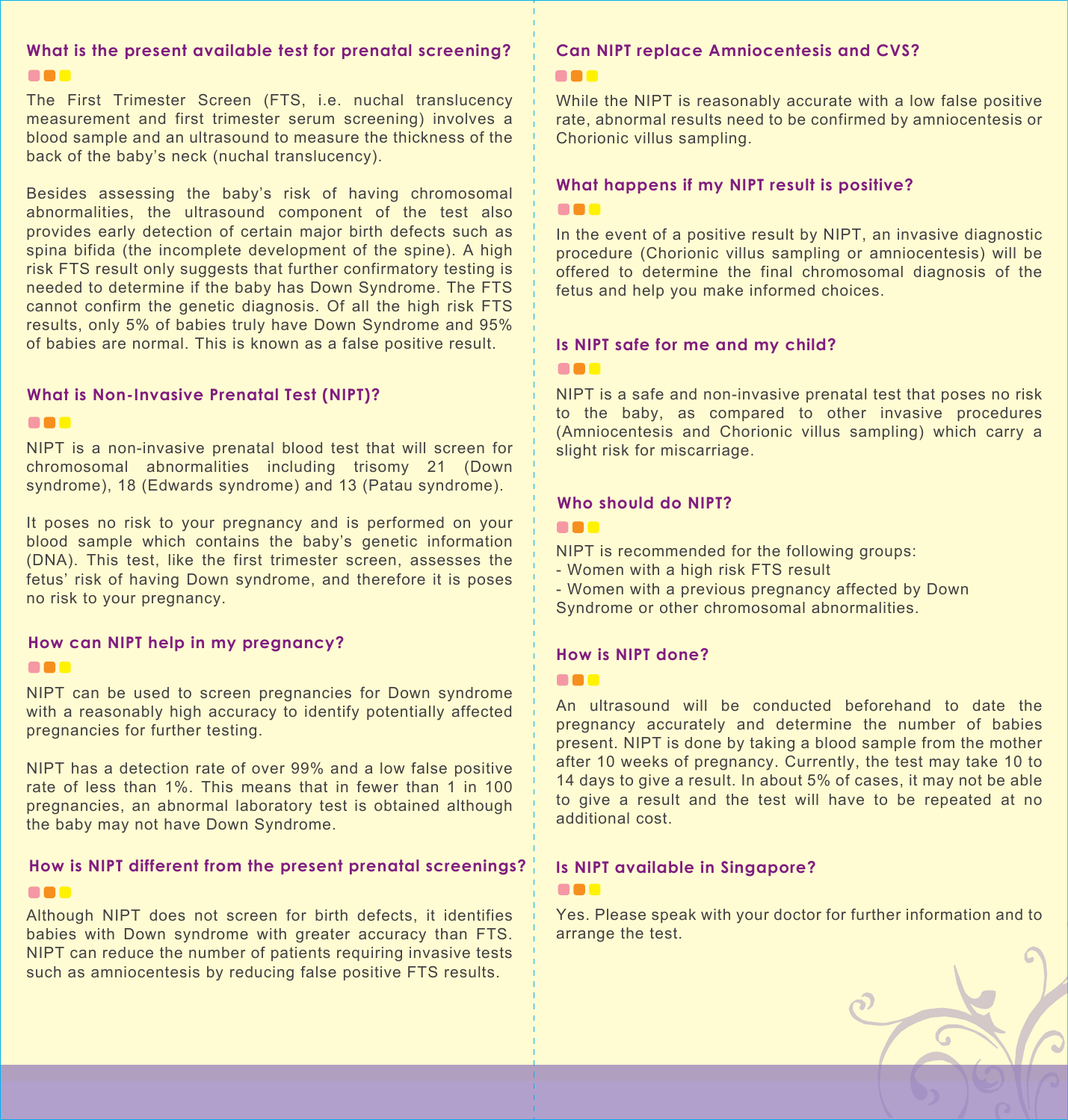## What is the present available test for prenatal screening?

The First Trimester Screen (FTS, i.e. nuchal translucency measurement and first trimester serum screening) involves a blood sample and an ultrasound to measure the thickness of the back of the baby's neck (nuchal translucency).

Besides assessing the baby's risk of having chromosomal abnormalities, the ultrasound component of the test also provides early detection of certain major birth defects such as spina bifida (the incomplete development of the spine). A high risk FTS result only suggests that further confirmatory testing is needed to determine if the baby has Down Syndrome. The FTS cannot confirm the genetic diagnosis. Of all the high risk FTS results, only 5% of babies truly have Down Syndrome and 95% of babies are normal. This is known as a false positive result.

## What is Non-Invasive Prenatal Test (NIPT)?

NIPT is a non-invasive prenatal blood test that will screen for chromosomal abnormalities including trisomy 21 (Down syndrome), 18 (Edwards syndrome) and 13 (Patau syndrome).

It poses no risk to your pregnancy and is performed on your blood sample which contains the baby's genetic information (DNA). This test, like the first trimester screen, assesses the fetus' risk of having Down syndrome, and therefore it is poses no risk to your pregnancy.

## How can NIPT help in my pregnancy?

NIPT can be used to screen pregnancies for Down syndrome with a reasonably high accuracy to identify potentially affected pregnancies for further testing.

NIPT has a detection rate of over 99% and a low false positive rate of less than 1%. This means that in fewer than 1 in 100 pregnancies, an abnormal laboratory test is obtained although the baby may not have Down Syndrome.

## How is NIPT different from the present prenatal screenings?

Although NIPT does not screen for birth defects, it identifies babies with Down syndrome with greater accuracy than FTS. NIPT can reduce the number of patients requiring invasive tests such as amniocentesis by reducing false positive FTS results.

## Can NIPT replace Amniocentesis and CVS?

While the NIPT is reasonably accurate with a low false positive rate, abnormal results need to be confirmed by amniocentesis or Chorionic villus sampling.

## What happens if my NIPT result is positive?

In the event of a positive result by NIPT, an invasive diagnostic procedure (Chorionic villus sampling or amniocentesis) will be offered to determine the final chromosomal diagnosis of the fetus and help you make informed choices.

## Is NIPT safe for me and my child?

NIPT is a safe and non-invasive prenatal test that poses no risk to the baby, as compared to other invasive procedures (Amniocentesis and Chorionic villus sampling) which carry a slight risk for miscarriage.

## Who should do NIPT?

NIPT is recommended for the following groups:

- Women with a high risk FTS result
- Women with a previous pregnancy affected by Down Syndrome or other chromosomal abnormalities.

## How is NIPT done?

An ultrasound will be conducted beforehand to date the pregnancy accurately and determine the number of babies present. NIPT is done by taking a blood sample from the mother after 10 weeks of pregnancy. Currently, the test may take 10 to 14 days to give a result. In about 5% of cases, it may not be able to give a result and the test will have to be repeated at no additional cost.

## Is NIPT available in Singapore?

Yes. Please speak with your doctor for further information and to arrange the test.